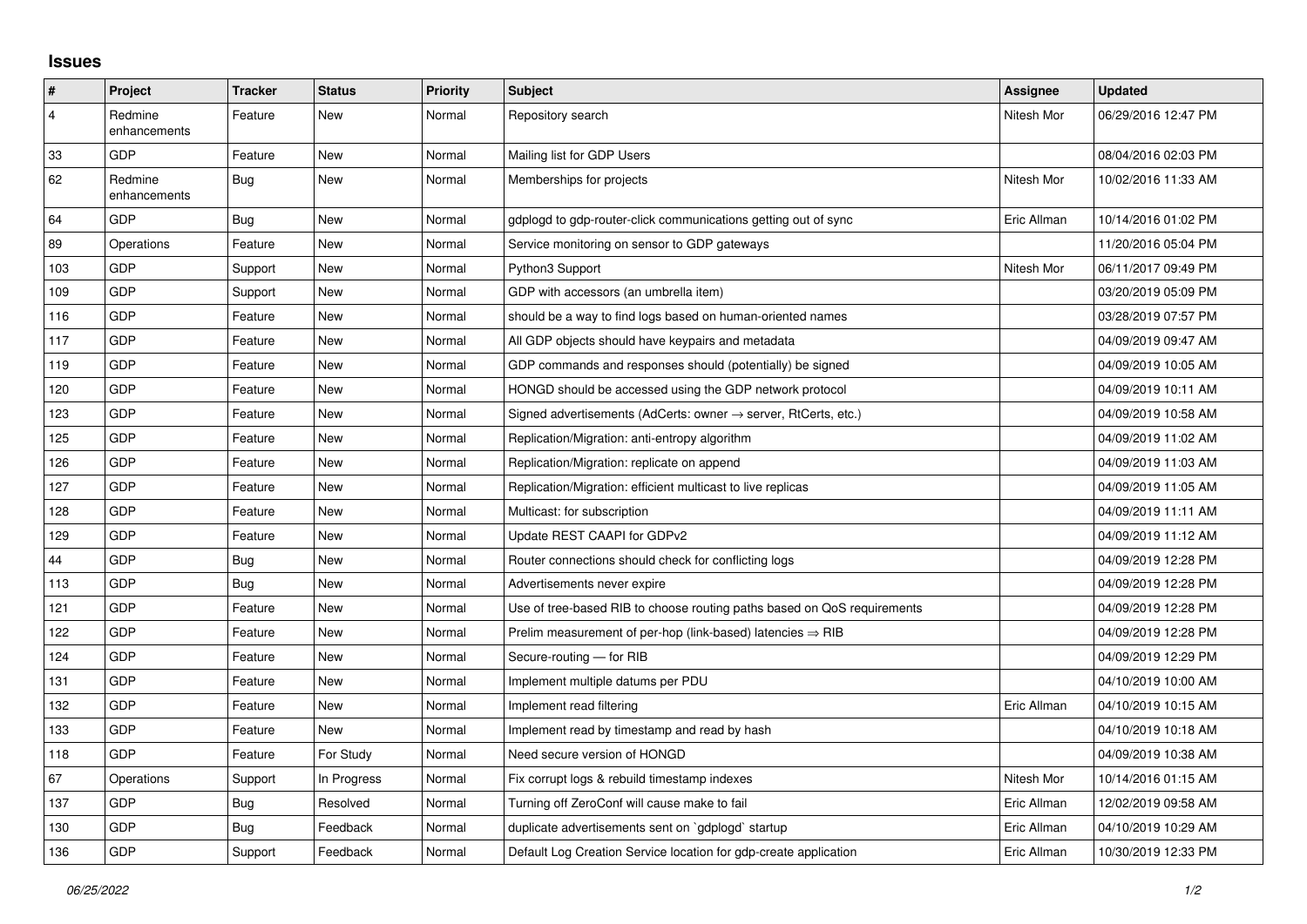## Issues

| # | Project | Tracker | Status | Priority | Subject | Assignee | Updated |
|---|---|---|---|---|---|---|---|
| 4 | Redmine enhancements | Feature | New | Normal | Repository search | Nitesh Mor | 06/29/2016 12:47 PM |
| 33 | GDP | Feature | New | Normal | Mailing list for GDP Users | | 08/04/2016 02:03 PM |
| 62 | Redmine enhancements | Bug | New | Normal | Memberships for projects | Nitesh Mor | 10/02/2016 11:33 AM |
| 64 | GDP | Bug | New | Normal | gdplogd to gdp-router-click communications getting out of sync | Eric Allman | 10/14/2016 01:02 PM |
| 89 | Operations | Feature | New | Normal | Service monitoring on sensor to GDP gateways | | 11/20/2016 05:04 PM |
| 103 | GDP | Support | New | Normal | Python3 Support | Nitesh Mor | 06/11/2017 09:49 PM |
| 109 | GDP | Support | New | Normal | GDP with accessors (an umbrella item) | | 03/20/2019 05:09 PM |
| 116 | GDP | Feature | New | Normal | should be a way to find logs based on human-oriented names | | 03/28/2019 07:57 PM |
| 117 | GDP | Feature | New | Normal | All GDP objects should have keypairs and metadata | | 04/09/2019 09:47 AM |
| 119 | GDP | Feature | New | Normal | GDP commands and responses should (potentially) be signed | | 04/09/2019 10:05 AM |
| 120 | GDP | Feature | New | Normal | HONGD should be accessed using the GDP network protocol | | 04/09/2019 10:11 AM |
| 123 | GDP | Feature | New | Normal | Signed advertisements (AdCerts: owner → server, RtCerts, etc.) | | 04/09/2019 10:58 AM |
| 125 | GDP | Feature | New | Normal | Replication/Migration: anti-entropy algorithm | | 04/09/2019 11:02 AM |
| 126 | GDP | Feature | New | Normal | Replication/Migration: replicate on append | | 04/09/2019 11:03 AM |
| 127 | GDP | Feature | New | Normal | Replication/Migration: efficient multicast to live replicas | | 04/09/2019 11:05 AM |
| 128 | GDP | Feature | New | Normal | Multicast: for subscription | | 04/09/2019 11:11 AM |
| 129 | GDP | Feature | New | Normal | Update REST CAAPI for GDPv2 | | 04/09/2019 11:12 AM |
| 44 | GDP | Bug | New | Normal | Router connections should check for conflicting logs | | 04/09/2019 12:28 PM |
| 113 | GDP | Bug | New | Normal | Advertisements never expire | | 04/09/2019 12:28 PM |
| 121 | GDP | Feature | New | Normal | Use of tree-based RIB to choose routing paths based on QoS requirements | | 04/09/2019 12:28 PM |
| 122 | GDP | Feature | New | Normal | Prelim measurement of per-hop (link-based) latencies ⇒ RIB | | 04/09/2019 12:28 PM |
| 124 | GDP | Feature | New | Normal | Secure-routing — for RIB | | 04/09/2019 12:29 PM |
| 131 | GDP | Feature | New | Normal | Implement multiple datums per PDU | | 04/10/2019 10:00 AM |
| 132 | GDP | Feature | New | Normal | Implement read filtering | Eric Allman | 04/10/2019 10:15 AM |
| 133 | GDP | Feature | New | Normal | Implement read by timestamp and read by hash | | 04/10/2019 10:18 AM |
| 118 | GDP | Feature | For Study | Normal | Need secure version of HONGD | | 04/09/2019 10:38 AM |
| 67 | Operations | Support | In Progress | Normal | Fix corrupt logs & rebuild timestamp indexes | Nitesh Mor | 10/14/2016 01:15 AM |
| 137 | GDP | Bug | Resolved | Normal | Turning off ZeroConf will cause make to fail | Eric Allman | 12/02/2019 09:58 AM |
| 130 | GDP | Bug | Feedback | Normal | duplicate advertisements sent on `gdplogd` startup | Eric Allman | 04/10/2019 10:29 AM |
| 136 | GDP | Support | Feedback | Normal | Default Log Creation Service location for gdp-create application | Eric Allman | 10/30/2019 12:33 PM |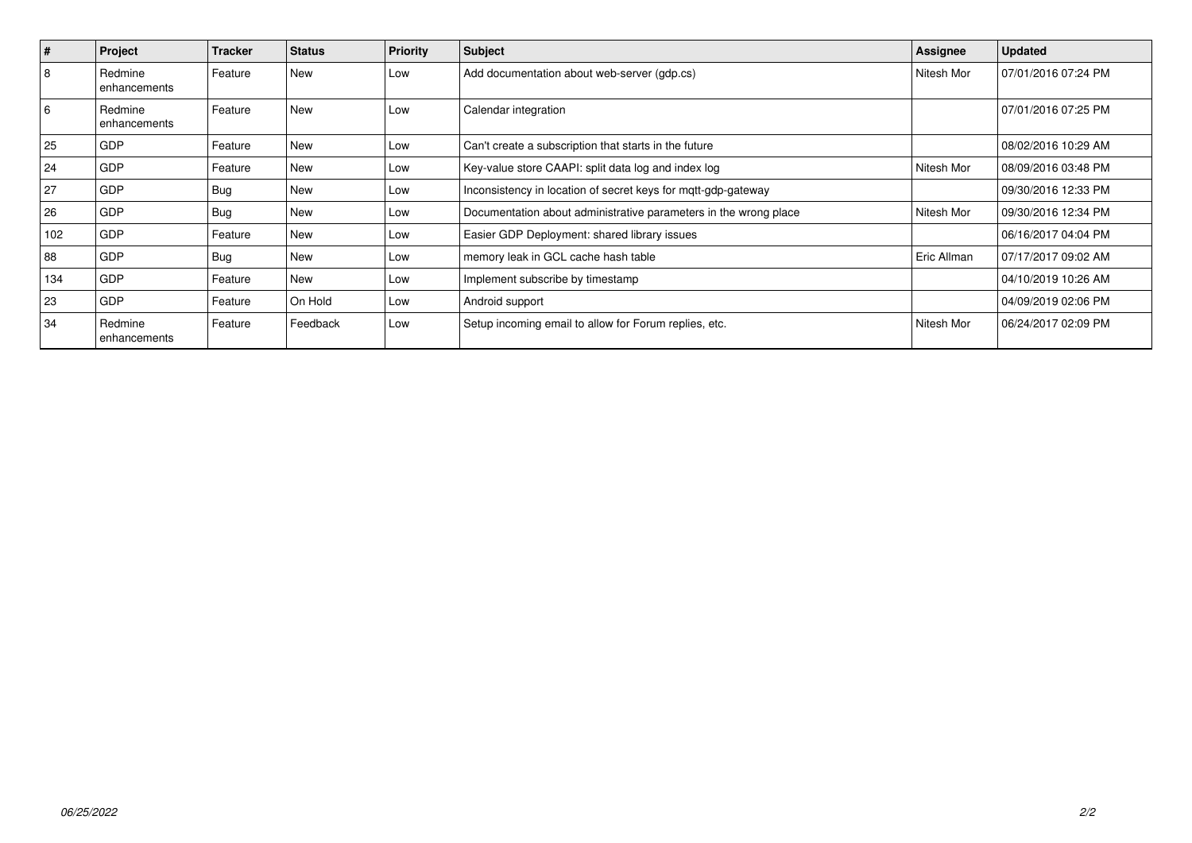| # | Project | Tracker | Status | Priority | Subject | Assignee | Updated |
|---|---|---|---|---|---|---|---|
| 8 | Redmine enhancements | Feature | New | Low | Add documentation about web-server (gdp.cs) | Nitesh Mor | 07/01/2016 07:24 PM |
| 6 | Redmine enhancements | Feature | New | Low | Calendar integration | | 07/01/2016 07:25 PM |
| 25 | GDP | Feature | New | Low | Can't create a subscription that starts in the future | | 08/02/2016 10:29 AM |
| 24 | GDP | Feature | New | Low | Key-value store CAAPI: split data log and index log | Nitesh Mor | 08/09/2016 03:48 PM |
| 27 | GDP | Bug | New | Low | Inconsistency in location of secret keys for mqtt-gdp-gateway | | 09/30/2016 12:33 PM |
| 26 | GDP | Bug | New | Low | Documentation about administrative parameters in the wrong place | Nitesh Mor | 09/30/2016 12:34 PM |
| 102 | GDP | Feature | New | Low | Easier GDP Deployment: shared library issues | | 06/16/2017 04:04 PM |
| 88 | GDP | Bug | New | Low | memory leak in GCL cache hash table | Eric Allman | 07/17/2017 09:02 AM |
| 134 | GDP | Feature | New | Low | Implement subscribe by timestamp | | 04/10/2019 10:26 AM |
| 23 | GDP | Feature | On Hold | Low | Android support | | 04/09/2019 02:06 PM |
| 34 | Redmine enhancements | Feature | Feedback | Low | Setup incoming email to allow for Forum replies, etc. | Nitesh Mor | 06/24/2017 02:09 PM |